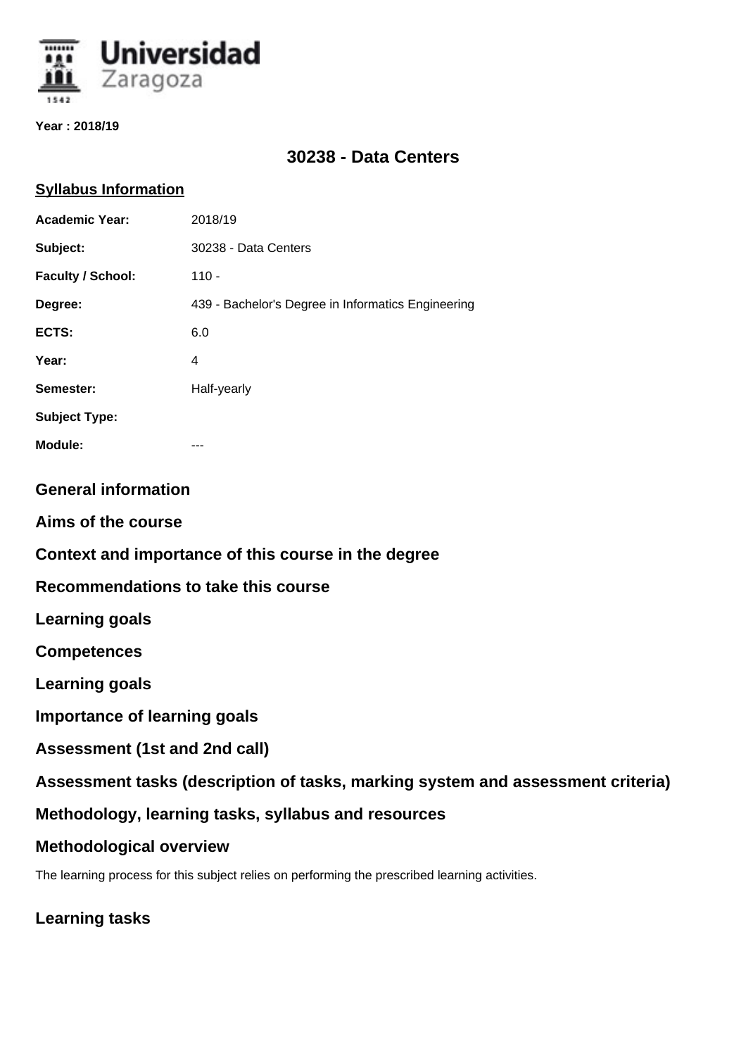**Year : 2018/19**

# 30238 - Data Centers

## Syllabus Information

| | |
|---|---|
| **Academic Year:** | 2018/19 |
| **Subject:** | 30238 - Data Centers |
| **Faculty / School:** | 110 - |
| **Degree:** | 439 - Bachelor's Degree in Informatics Engineering |
| **ECTS:** | 6.0 |
| **Year:** | 4 |
| **Semester:** | Half-yearly |
| **Subject Type:** | |
| **Module:** | --- |

## General information

## Aims of the course

## Context and importance of this course in the degree

## Recommendations to take this course

## Learning goals

## Competences

## Learning goals

## Importance of learning goals

## Assessment (1st and 2nd call)

## Assessment tasks (description of tasks, marking system and assessment criteria)

## Methodology, learning tasks, syllabus and resources

## Methodological overview

The learning process for this subject relies on performing the prescribed learning activities.

## Learning tasks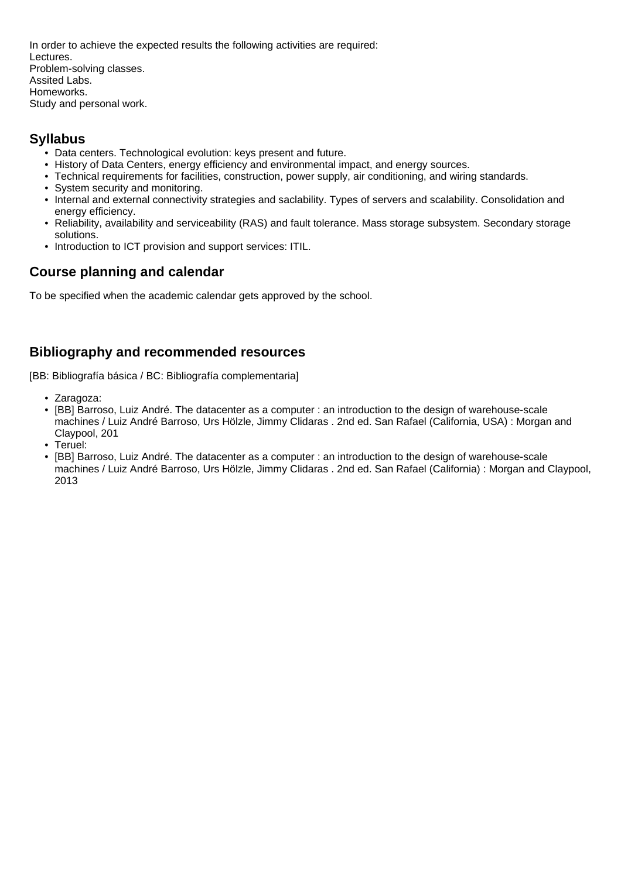In order to achieve the expected results the following activities are required:
Lectures.
Problem-solving classes.
Assited Labs.
Homeworks.
Study and personal work.

## Syllabus

- Data centers. Technological evolution: keys present and future.
- History of Data Centers, energy efficiency and environmental impact, and energy sources.
- Technical requirements for facilities, construction, power supply, air conditioning, and wiring standards.
- System security and monitoring.
- Internal and external connectivity strategies and saclability. Types of servers and scalability. Consolidation and energy efficiency.
- Reliability, availability and serviceability (RAS) and fault tolerance. Mass storage subsystem. Secondary storage solutions.
- Introduction to ICT provision and support services: ITIL.

## Course planning and calendar

To be specified when the academic calendar gets approved by the school.

## Bibliography and recommended resources

[BB: Bibliografía básica / BC: Bibliografía complementaria]

- Zaragoza:
- [BB] Barroso, Luiz André. The datacenter as a computer : an introduction to the design of warehouse-scale machines / Luiz André Barroso, Urs Hölzle, Jimmy Clidaras . 2nd ed. San Rafael (California, USA) : Morgan and Claypool, 201
- Teruel:
- [BB] Barroso, Luiz André. The datacenter as a computer : an introduction to the design of warehouse-scale machines / Luiz André Barroso, Urs Hölzle, Jimmy Clidaras . 2nd ed. San Rafael (California) : Morgan and Claypool, 2013